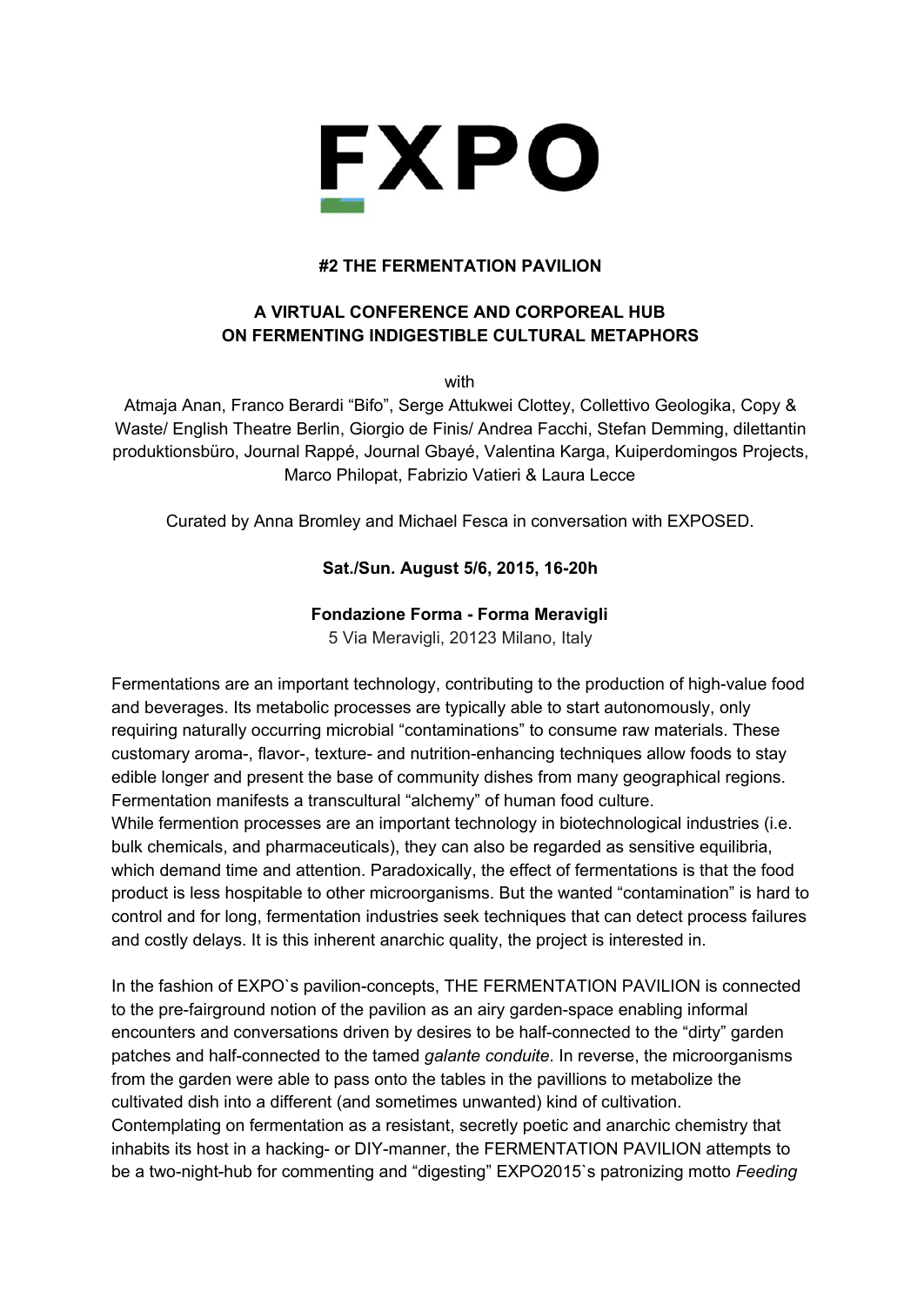# FXPO

**#2 THE FERMENTATION PAVILION**

**A VIRTUAL CONFERENCE AND CORPOREAL HUB ON FERMENTING INDIGESTIBLE CULTURAL METAPHORS**

with

Atmaja Anan, Franco Berardi “Bifo”, Serge Attukwei Clottey, Collettivo Geologika, Copy & Waste/ English Theatre Berlin, Giorgio de Finis/ Andrea Facchi, Stefan Demming, dilettantin produktionsbüro, Journal Rappé, Journal Gbayé, Valentina Karga, Kuiperdomingos Projects, Marco Philopat, Fabrizio Vatieri & Laura Lecce

Curated by Anna Bromley and Michael Fesca in conversation with EXPOSED.

**Sat./Sun. August 5/6, 2015, 16-20h**

**Fondazione Forma - Forma Meravigli**

5 Via Meravigli, 20123 Milano, Italy

Fermentations are an important technology, contributing to the production of high-value food and beverages. Its metabolic processes are typically able to start autonomously, only requiring naturally occurring microbial “contaminations” to consume raw materials. These customary aroma-, flavor-, texture- and nutrition-enhancing techniques allow foods to stay edible longer and present the base of community dishes from many geographical regions. Fermentation manifests a transcultural “alchemy” of human food culture.
While fermention processes are an important technology in biotechnological industries (i.e. bulk chemicals, and pharmaceuticals), they can also be regarded as sensitive equilibria, which demand time and attention. Paradoxically, the effect of fermentations is that the food product is less hospitable to other microorganisms. But the wanted “contamination” is hard to control and for long, fermentation industries seek techniques that can detect process failures and costly delays. It is this inherent anarchic quality, the project is interested in.

In the fashion of EXPO`s pavilion-concepts, THE FERMENTATION PAVILION is connected to the pre-fairground notion of the pavilion as an airy garden-space enabling informal encounters and conversations driven by desires to be half-connected to the “dirty” garden patches and half-connected to the tamed *galante conduite*. In reverse, the microorganisms from the garden were able to pass onto the tables in the pavillions to metabolize the cultivated dish into a different (and sometimes unwanted) kind of cultivation.
Contemplating on fermentation as a resistant, secretly poetic and anarchic chemistry that inhabits its host in a hacking- or DIY-manner, the FERMENTATION PAVILION attempts to be a two-night-hub for commenting and “digesting” EXPO2015`s patronizing motto *Feeding*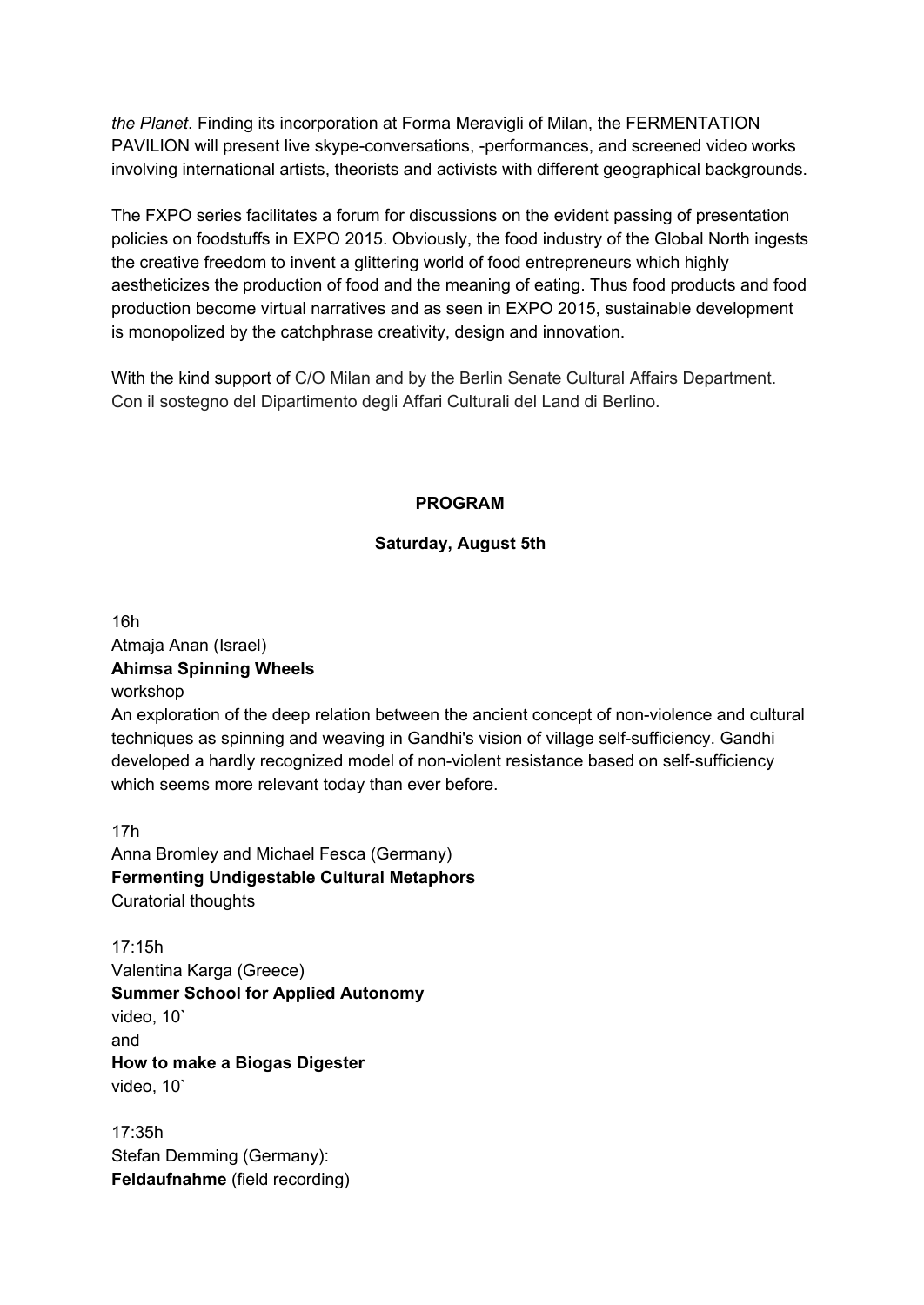*the Planet*. Finding its incorporation at Forma Meravigli of Milan, the FERMENTATION PAVILION will present live skype-conversations, -performances, and screened video works involving international artists, theorists and activists with different geographical backgrounds.

The FXPO series facilitates a forum for discussions on the evident passing of presentation policies on foodstuffs in EXPO 2015. Obviously, the food industry of the Global North ingests the creative freedom to invent a glittering world of food entrepreneurs which highly aestheticizes the production of food and the meaning of eating. Thus food products and food production become virtual narratives and as seen in EXPO 2015, sustainable development is monopolized by the catchphrase creativity, design and innovation.

With the kind support of C/O Milan and by the Berlin Senate Cultural Affairs Department.
Con il sostegno del Dipartimento degli Affari Culturali del Land di Berlino.

**PROGRAM**

**Saturday, August 5th**

16h
Atmaja Anan (Israel)
**Ahimsa Spinning Wheels**
workshop
An exploration of the deep relation between the ancient concept of non-violence and cultural techniques as spinning and weaving in Gandhi's vision of village self-sufficiency. Gandhi developed a hardly recognized model of non-violent resistance based on self-sufficiency which seems more relevant today than ever before.

17h
Anna Bromley and Michael Fesca (Germany)
**Fermenting Undigestable Cultural Metaphors**
Curatorial thoughts

17:15h
Valentina Karga (Greece)
**Summer School for Applied Autonomy**
video, 10`
and
**How to make a Biogas Digester**
video, 10`

17:35h
Stefan Demming (Germany):
**Feldaufnahme** (field recording)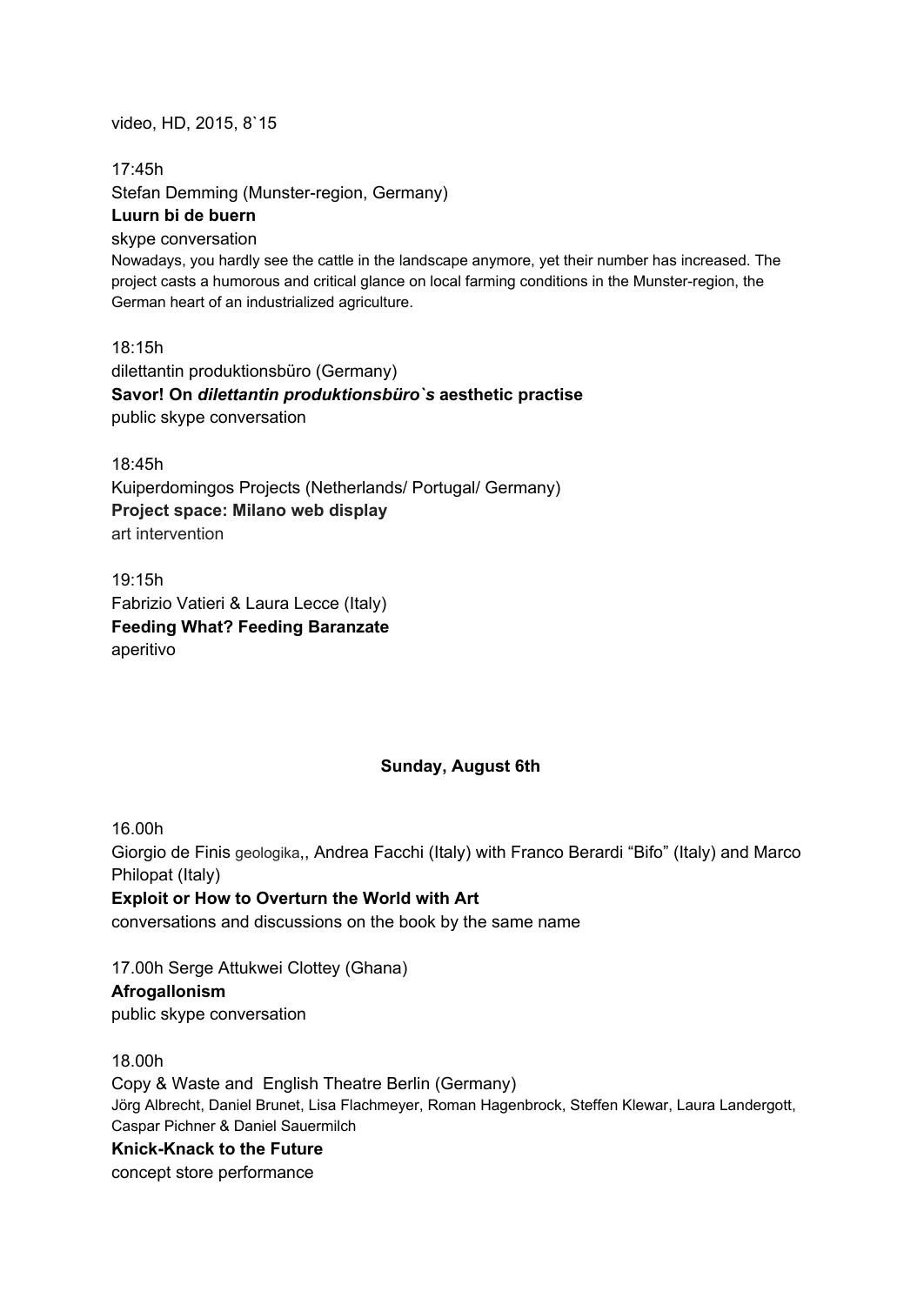video, HD, 2015, 8`15

17:45h
Stefan Demming (Munster-region, Germany)
**Luurn bi de buern**
skype conversation
Nowadays, you hardly see the cattle in the landscape anymore, yet their number has increased. The project casts a humorous and critical glance on local farming conditions in the Munster-region, the German heart of an industrialized agriculture.

18:15h
dilettantin produktionsbüro (Germany)
**Savor! On *dilettantin produktionsbüro`s* aesthetic practise**
public skype conversation

18:45h
Kuiperdomingos Projects (Netherlands/ Portugal/ Germany)
**Project space: Milano web display**
art intervention

19:15h
Fabrizio Vatieri & Laura Lecce (Italy)
**Feeding What? Feeding Baranzate**
aperitivo

## Sunday, August 6th

16.00h
Giorgio de Finis geologika,, Andrea Facchi (Italy) with Franco Berardi "Bifo" (Italy) and Marco Philopat (Italy)
**Exploit or How to Overturn the World with Art**
conversations and discussions on the book by the same name

17.00h Serge Attukwei Clottey (Ghana)
**Afrogallonism**
public skype conversation

18.00h
Copy & Waste and English Theatre Berlin (Germany)
Jörg Albrecht, Daniel Brunet, Lisa Flachmeyer, Roman Hagenbrock, Steffen Klewar, Laura Landergott, Caspar Pichner & Daniel Sauermilch
**Knick-Knack to the Future**
concept store performance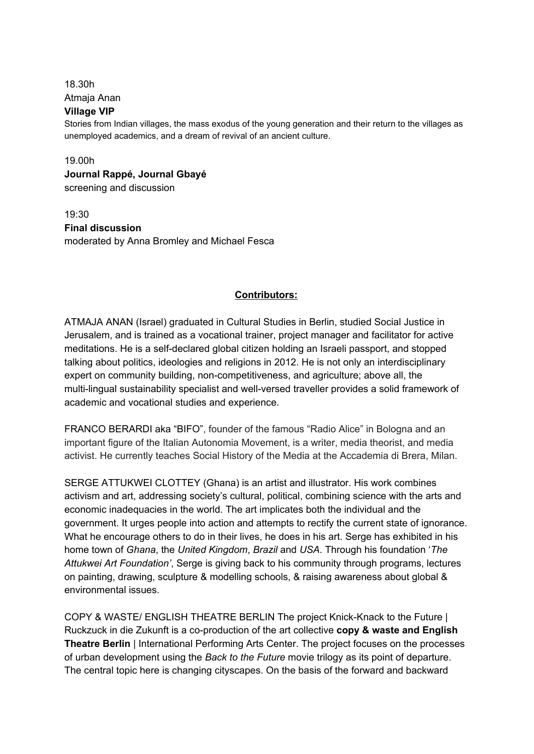18.30h
Atmaja Anan
**Village VIP**
Stories from Indian villages, the mass exodus of the young generation and their return to the villages as unemployed academics, and a dream of revival of an ancient culture.

19.00h
**Journal Rappé, Journal Gbayé**
screening and discussion

19:30
**Final discussion**
moderated by Anna Bromley and Michael Fesca

## <u>Contributors:</u>

ATMAJA ANAN (Israel) graduated in Cultural Studies in Berlin, studied Social Justice in Jerusalem, and is trained as a vocational trainer, project manager and facilitator for active meditations. He is a self-declared global citizen holding an Israeli passport, and stopped talking about politics, ideologies and religions in 2012. He is not only an interdisciplinary expert on community building, non-competitiveness, and agriculture; above all, the multi-lingual sustainability specialist and well-versed traveller provides a solid framework of academic and vocational studies and experience.

FRANCO BERARDI aka "BIFO", founder of the famous "Radio Alice" in Bologna and an important figure of the Italian Autonomia Movement, is a writer, media theorist, and media activist. He currently teaches Social History of the Media at the Accademia di Brera, Milan.

SERGE ATTUKWEI CLOTTEY (Ghana) is an artist and illustrator. His work combines activism and art, addressing society's cultural, political, combining science with the arts and economic inadequacies in the world. The art implicates both the individual and the government. It urges people into action and attempts to rectify the current state of ignorance. What he encourage others to do in their lives, he does in his art. Serge has exhibited in his home town of *Ghana*, the *United Kingdom*, *Brazil* and *USA*. Through his foundation '*The Attukwei Art Foundation'*, Serge is giving back to his community through programs, lectures on painting, drawing, sculpture & modelling schools, & raising awareness about global & environmental issues.

COPY & WASTE/ ENGLISH THEATRE BERLIN The project Knick-Knack to the Future | Ruckzuck in die Zukunft is a co-production of the art collective **copy & waste and English Theatre Berlin** | International Performing Arts Center. The project focuses on the processes of urban development using the *Back to the Future* movie trilogy as its point of departure. The central topic here is changing cityscapes. On the basis of the forward and backward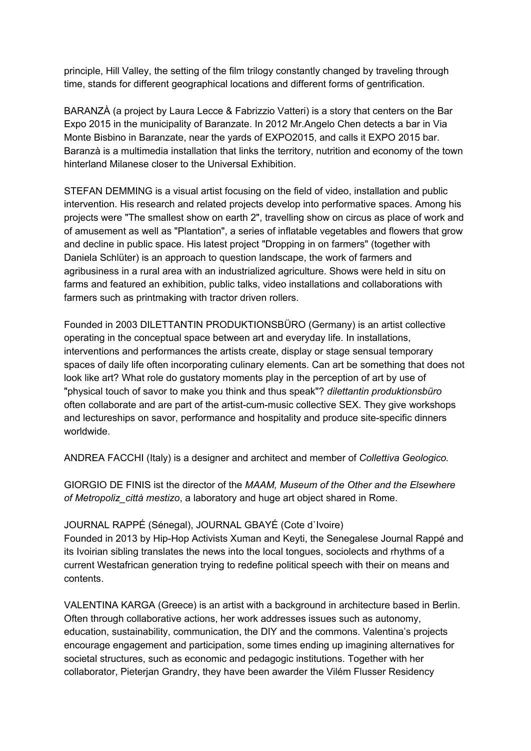principle, Hill Valley, the setting of the film trilogy constantly changed by traveling through time, stands for different geographical locations and different forms of gentrification.

BARANZÀ (a project by Laura Lecce & Fabrizzio Vatteri) is a story that centers on the Bar Expo 2015 in the municipality of Baranzate. In 2012 Mr.Angelo Chen detects a bar in Via Monte Bisbino in Baranzate, near the yards of EXPO2015, and calls it EXPO 2015 bar. Baranzà is a multimedia installation that links the territory, nutrition and economy of the town hinterland Milanese closer to the Universal Exhibition.

STEFAN DEMMING is a visual artist focusing on the field of video, installation and public intervention. His research and related projects develop into performative spaces. Among his projects were "The smallest show on earth 2", travelling show on circus as place of work and of amusement as well as "Plantation", a series of inflatable vegetables and flowers that grow and decline in public space. His latest project "Dropping in on farmers" (together with Daniela Schlüter) is an approach to question landscape, the work of farmers and agribusiness in a rural area with an industrialized agriculture. Shows were held in situ on farms and featured an exhibition, public talks, video installations and collaborations with farmers such as printmaking with tractor driven rollers.

Founded in 2003 DILETTANTIN PRODUKTIONSBÜRO (Germany) is an artist collective operating in the conceptual space between art and everyday life. In installations, interventions and performances the artists create, display or stage sensual temporary spaces of daily life often incorporating culinary elements. Can art be something that does not look like art? What role do gustatory moments play in the perception of art by use of "physical touch of savor to make you think and thus speak"? *dilettantin produktionsbüro* often collaborate and are part of the artist-cum-music collective SEX. They give workshops and lectureships on savor, performance and hospitality and produce site-specific dinners worldwide.

ANDREA FACCHI (Italy) is a designer and architect and member of *Collettiva Geologico.*

GIORGIO DE FINIS ist the director of the *MAAM, Museum of the Other and the Elsewhere of Metropoliz_città mestizo*, a laboratory and huge art object shared in Rome.

JOURNAL RAPPÉ (Sénegal), JOURNAL GBAYÉ (Cote d`Ivoire)
Founded in 2013 by Hip-Hop Activists Xuman and Keyti, the Senegalese Journal Rappé and its Ivoirian sibling translates the news into the local tongues, sociolects and rhythms of a current Westafrican generation trying to redefine political speech with their on means and contents.

VALENTINA KARGA (Greece) is an artist with a background in architecture based in Berlin. Often through collaborative actions, her work addresses issues such as autonomy, education, sustainability, communication, the DIY and the commons. Valentina's projects encourage engagement and participation, some times ending up imagining alternatives for societal structures, such as economic and pedagogic institutions. Together with her collaborator, Pieterjan Grandry, they have been awarder the Vilém Flusser Residency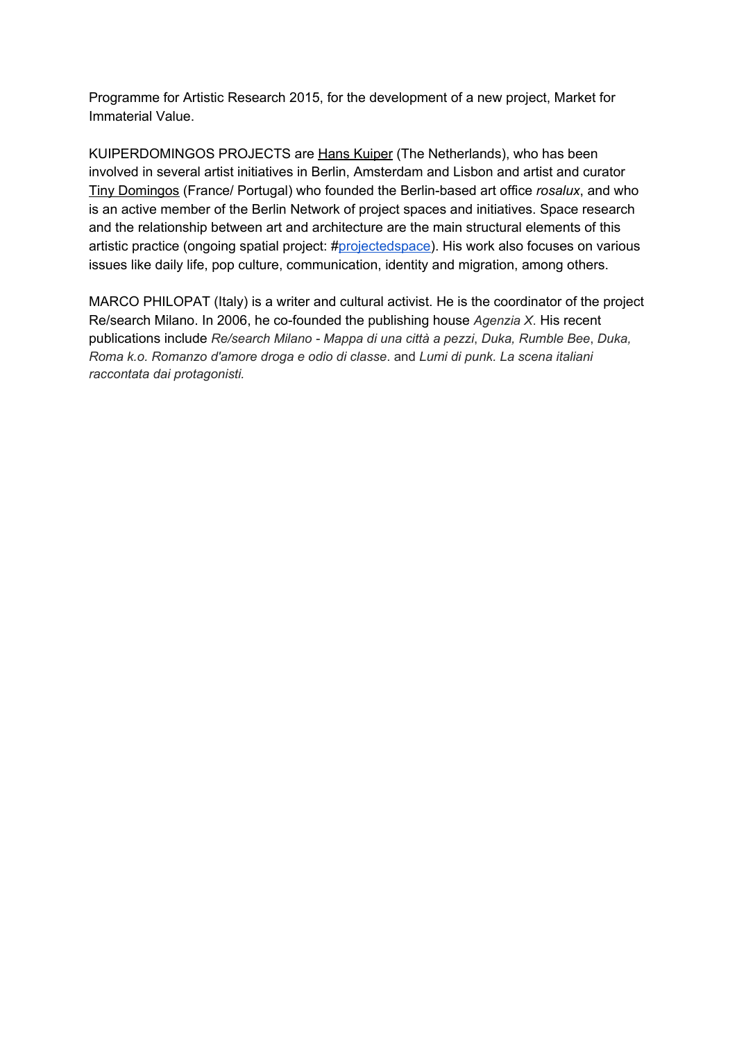Programme for Artistic Research 2015, for the development of a new project, Market for Immaterial Value.

KUIPERDOMINGOS PROJECTS are Hans Kuiper (The Netherlands), who has been involved in several artist initiatives in Berlin, Amsterdam and Lisbon and artist and curator Tiny Domingos (France/ Portugal) who founded the Berlin-based art office *rosalux*, and who is an active member of the Berlin Network of project spaces and initiatives. Space research and the relationship between art and architecture are the main structural elements of this artistic practice (ongoing spatial project: #projectedspace). His work also focuses on various issues like daily life, pop culture, communication, identity and migration, among others.

MARCO PHILOPAT (Italy) is a writer and cultural activist. He is the coordinator of the project Re/search Milano. In 2006, he co-founded the publishing house *Agenzia X*. His recent publications include *Re/search Milano - Mappa di una città a pezzi*, *Duka, Rumble Bee*, *Duka, Roma k.o. Romanzo d'amore droga e odio di classe*. and *Lumi di punk. La scena italiani raccontata dai protagonisti.*